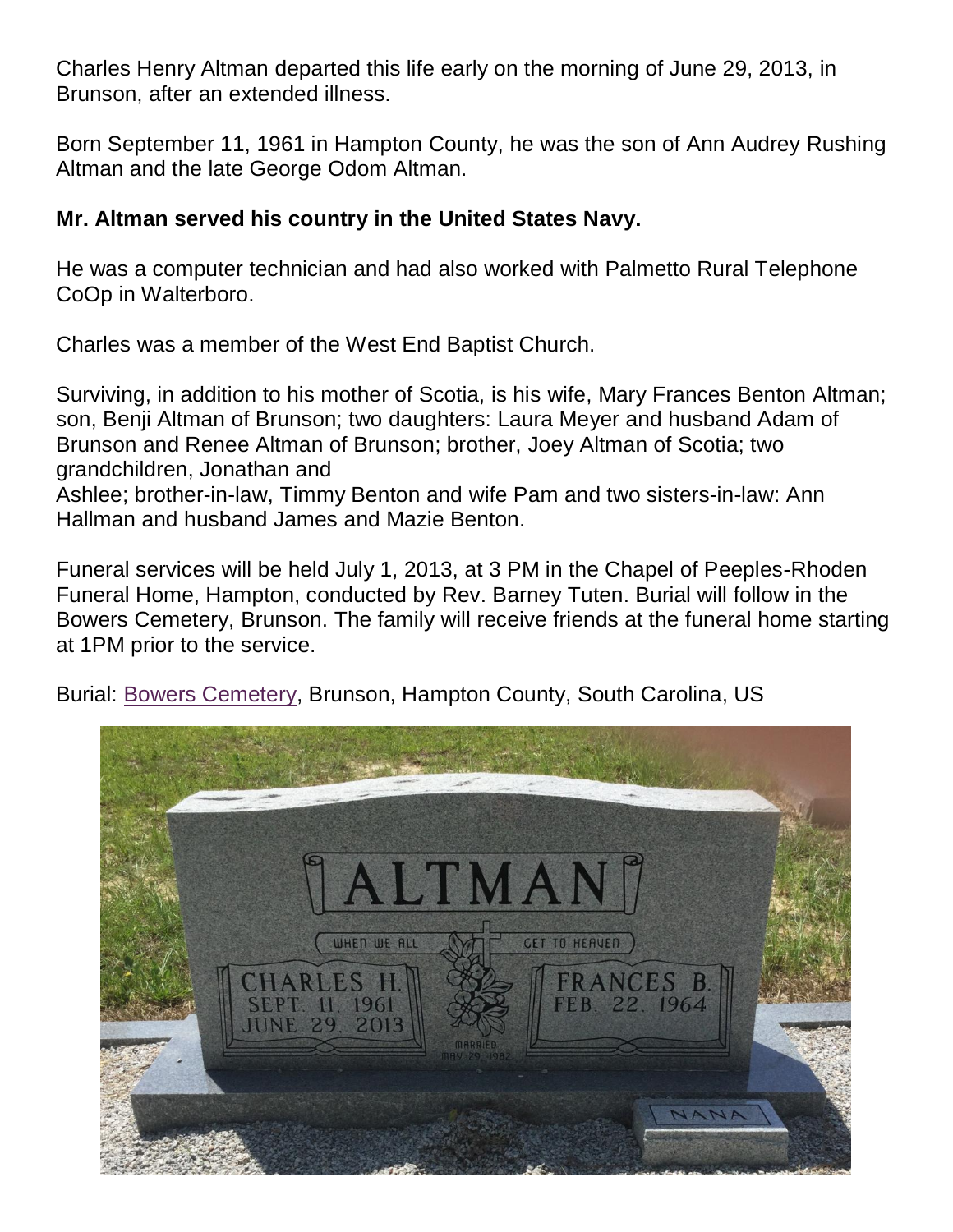Charles Henry Altman departed this life early on the morning of June 29, 2013, in Brunson, after an extended illness.

Born September 11, 1961 in Hampton County, he was the son of Ann Audrey Rushing Altman and the late George Odom Altman.

**Mr. Altman served his country in the United States Navy.**

He was a computer technician and had also worked with Palmetto Rural Telephone CoOp in Walterboro.

Charles was a member of the West End Baptist Church.

Surviving, in addition to his mother of Scotia, is his wife, Mary Frances Benton Altman; son, Benji Altman of Brunson; two daughters: Laura Meyer and husband Adam of Brunson and Renee Altman of Brunson; brother, Joey Altman of Scotia; two grandchildren, Jonathan and Ashlee; brother-in-law, Timmy Benton and wife Pam and two sisters-in-law: Ann Hallman and husband James and Mazie Benton.

Funeral services will be held July 1, 2013, at 3 PM in the Chapel of Peeples-Rhoden Funeral Home, Hampton, conducted by Rev. Barney Tuten. Burial will follow in the Bowers Cemetery, Brunson. The family will receive friends at the funeral home starting at 1PM prior to the service.

Burial: Bowers Cemetery, Brunson, Hampton County, South Carolina, US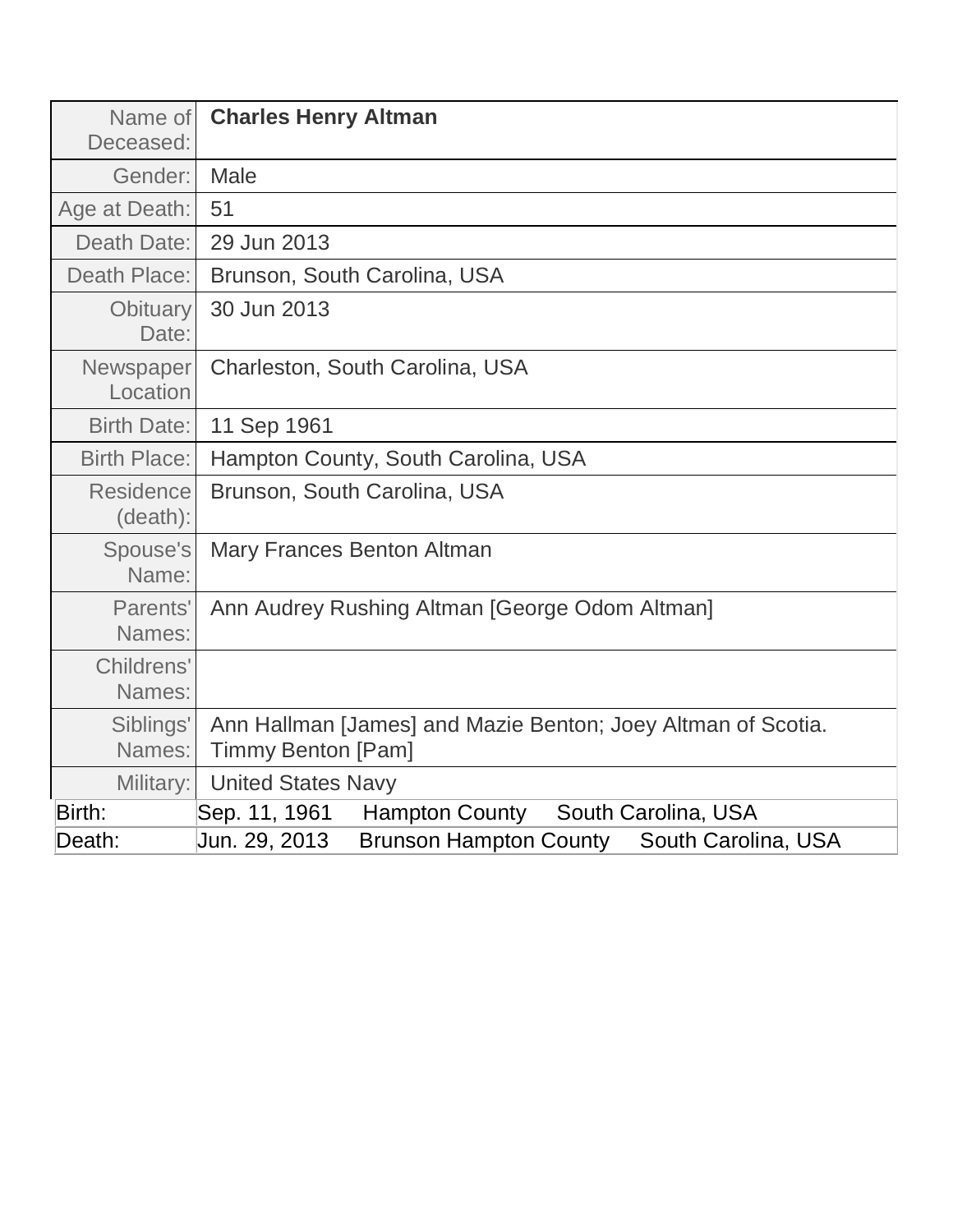| | |
|---|---|
| Name of Deceased: | **Charles Henry Altman** |
| Gender: | Male |
| Age at Death: | 51 |
| Death Date: | 29 Jun 2013 |
| Death Place: | Brunson, South Carolina, USA |
| Obituary Date: | 30 Jun 2013 |
| Newspaper Location | Charleston, South Carolina, USA |
| Birth Date: | 11 Sep 1961 |
| Birth Place: | Hampton County, South Carolina, USA |
| Residence (death): | Brunson, South Carolina, USA |
| Spouse's Name: | Mary Frances Benton Altman |
| Parents' Names: | Ann Audrey Rushing Altman [George Odom Altman] |
| Childrens' Names: | |
| Siblings' Names: | Ann Hallman [James] and Mazie Benton; Joey Altman of Scotia. Timmy Benton [Pam] |
| Military: | United States Navy |
| Birth: | Sep. 11, 1961 Hampton County South Carolina, USA |
| Death: | Jun. 29, 2013 Brunson Hampton County South Carolina, USA |